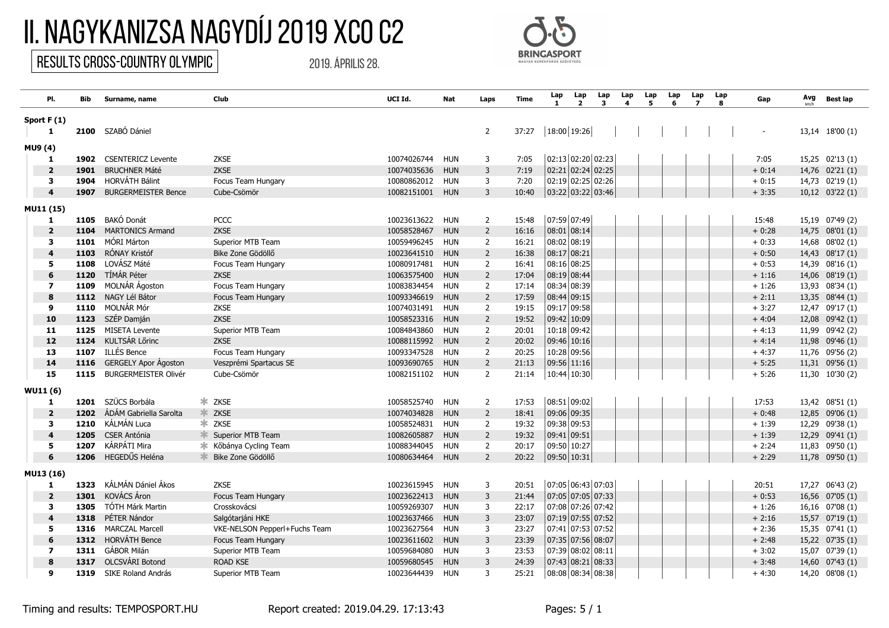# II. NAGYKANIZSA NAGYDÍJ 2019 XCO C2

RESULTS CROSS-COUNTRY OLYMPIC

2019. ÁPRILIS 28.

BRINGASPORT
MAGYAR KERÉKPÁROS SZÖVETSÉG

| Pl. | Bib | Surname, name | Club | UCI Id. | Nat | Laps | Time | Lap 1 | Lap 2 | Lap 3 | Lap 4 | Lap 5 | Lap 6 | Lap 7 | Lap 8 | Gap | Avg km/h | Best lap |
|---|---|---|---|---|---|---|---|---|---|---|---|---|---|---|---|---|---|---|
| **Sport F (1)** | | | | | | | | | | | | | | | | | | |
| 1 | 2100 | SZABÓ Dániel | | | | 2 | 37:27 | 18:00 | 19:26 | | | | | | | - | 13,14 | 18'00 (1) |
| **MU9 (4)** | | | | | | | | | | | | | | | | | | |
| 1 | 1902 | CSENTERICZ Levente | ZKSE | 10074026744 | HUN | 3 | 7:05 | 02:13 | 02:20 | 02:23 | | | | | | 7:05 | 15,25 | 02'13 (1) |
| 2 | 1901 | BRUCHNER Máté | ZKSE | 10074035636 | HUN | 3 | 7:19 | 02:21 | 02:24 | 02:25 | | | | | | + 0:14 | 14,76 | 02'21 (1) |
| 3 | 1904 | HORVÁTH Bálint | Focus Team Hungary | 10080862012 | HUN | 3 | 7:20 | 02:19 | 02:25 | 02:26 | | | | | | + 0:15 | 14,73 | 02'19 (1) |
| 4 | 1907 | BURGERMEISTER Bence | Cube-Csömör | 10082151001 | HUN | 3 | 10:40 | 03:22 | 03:22 | 03:46 | | | | | | + 3:35 | 10,12 | 03'22 (1) |
| **MU11 (15)** | | | | | | | | | | | | | | | | | | |
| 1 | 1105 | BAKÓ Donát | PCCC | 10023613622 | HUN | 2 | 15:48 | 07:59 | 07:49 | | | | | | | 15:48 | 15,19 | 07'49 (2) |
| 2 | 1104 | MARTONICS Armand | ZKSE | 10058528467 | HUN | 2 | 16:16 | 08:01 | 08:14 | | | | | | | + 0:28 | 14,75 | 08'01 (1) |
| 3 | 1101 | MÓRI Márton | Superior MTB Team | 10059496245 | HUN | 2 | 16:21 | 08:02 | 08:19 | | | | | | | + 0:33 | 14,68 | 08'02 (1) |
| 4 | 1103 | RÓNAY Kristóf | Bike Zone Gödöllő | 10023641510 | HUN | 2 | 16:38 | 08:17 | 08:21 | | | | | | | + 0:50 | 14,43 | 08'17 (1) |
| 5 | 1108 | LOVÁSZ Máté | Focus Team Hungary | 10080917481 | HUN | 2 | 16:41 | 08:16 | 08:25 | | | | | | | + 0:53 | 14,39 | 08'16 (1) |
| 6 | 1120 | TÍMÁR Péter | ZKSE | 10063575400 | HUN | 2 | 17:04 | 08:19 | 08:44 | | | | | | | + 1:16 | 14,06 | 08'19 (1) |
| 7 | 1109 | MOLNÁR Ágoston | Focus Team Hungary | 10083834454 | HUN | 2 | 17:14 | 08:34 | 08:39 | | | | | | | + 1:26 | 13,93 | 08'34 (1) |
| 8 | 1112 | NAGY Lél Bátor | Focus Team Hungary | 10093346619 | HUN | 2 | 17:59 | 08:44 | 09:15 | | | | | | | + 2:11 | 13,35 | 08'44 (1) |
| 9 | 1110 | MOLNÁR Mór | ZKSE | 10074031491 | HUN | 2 | 19:15 | 09:17 | 09:58 | | | | | | | + 3:27 | 12,47 | 09'17 (1) |
| 10 | 1123 | SZÉP Damján | ZKSE | 10058523316 | HUN | 2 | 19:52 | 09:42 | 10:09 | | | | | | | + 4:04 | 12,08 | 09'42 (1) |
| 11 | 1125 | MISETA Levente | Superior MTB Team | 10084843860 | HUN | 2 | 20:01 | 10:18 | 09:42 | | | | | | | + 4:13 | 11,99 | 09'42 (2) |
| 12 | 1124 | KULTSÁR Lőrinc | ZKSE | 10088115992 | HUN | 2 | 20:02 | 09:46 | 10:16 | | | | | | | + 4:14 | 11,98 | 09'46 (1) |
| 13 | 1107 | ILLÉS Bence | Focus Team Hungary | 10093347528 | HUN | 2 | 20:25 | 10:28 | 09:56 | | | | | | | + 4:37 | 11,76 | 09'56 (2) |
| 14 | 1116 | GERGELY Apor Ágoston | Veszprémi Spartacus SE | 10093690765 | HUN | 2 | 21:13 | 09:56 | 11:16 | | | | | | | + 5:25 | 11,31 | 09'56 (1) |
| 15 | 1115 | BURGERMEISTER Olivér | Cube-Csömör | 10082151102 | HUN | 2 | 21:14 | 10:44 | 10:30 | | | | | | | + 5:26 | 11,30 | 10'30 (2) |
| **WU11 (6)** | | | | | | | | | | | | | | | | | | |
| 1 | 1201 | SZÜCS Borbála | * ZKSE | 10058525740 | HUN | 2 | 17:53 | 08:51 | 09:02 | | | | | | | 17:53 | 13,42 | 08'51 (1) |
| 2 | 1202 | ÁDÁM Gabriella Sarolta | * ZKSE | 10074034828 | HUN | 2 | 18:41 | 09:06 | 09:35 | | | | | | | + 0:48 | 12,85 | 09'06 (1) |
| 3 | 1210 | KÁLMÁN Luca | * ZKSE | 10058524831 | HUN | 2 | 19:32 | 09:38 | 09:53 | | | | | | | + 1:39 | 12,29 | 09'38 (1) |
| 4 | 1205 | CSER Antónia | * Superior MTB Team | 10082605887 | HUN | 2 | 19:32 | 09:41 | 09:51 | | | | | | | + 1:39 | 12,29 | 09'41 (1) |
| 5 | 1207 | KÁRPÁTI Mira | * Kőbánya Cycling Team | 10088344045 | HUN | 2 | 20:17 | 09:50 | 10:27 | | | | | | | + 2:24 | 11,83 | 09'50 (1) |
| 6 | 1206 | HEGEDŰS Heléna | * Bike Zone Gödöllő | 10080634464 | HUN | 2 | 20:22 | 09:50 | 10:31 | | | | | | | + 2:29 | 11,78 | 09'50 (1) |
| **MU13 (16)** | | | | | | | | | | | | | | | | | | |
| 1 | 1323 | KÁLMÁN Dániel Ákos | ZKSE | 10023615945 | HUN | 3 | 20:51 | 07:05 | 06:43 | 07:03 | | | | | | 20:51 | 17,27 | 06'43 (2) |
| 2 | 1301 | KOVÁCS Áron | Focus Team Hungary | 10023622413 | HUN | 3 | 21:44 | 07:05 | 07:05 | 07:33 | | | | | | + 0:53 | 16,56 | 07'05 (1) |
| 3 | 1305 | TÓTH Márk Martin | Crosskovácsi | 10059269307 | HUN | 3 | 22:17 | 07:08 | 07:26 | 07:42 | | | | | | + 1:26 | 16,16 | 07'08 (1) |
| 4 | 1318 | PÉTER Nándor | Salgótarjáni HKE | 10023637466 | HUN | 3 | 23:07 | 07:19 | 07:55 | 07:52 | | | | | | + 2:16 | 15,57 | 07'19 (1) |
| 5 | 1316 | MARCZAL Marcell | VKE-NELSON Pepperl+Fuchs Team | 10023627564 | HUN | 3 | 23:27 | 07:41 | 07:53 | 07:52 | | | | | | + 2:36 | 15,35 | 07'41 (1) |
| 6 | 1312 | HORVÁTH Bence | Focus Team Hungary | 10023611602 | HUN | 3 | 23:39 | 07:35 | 07:56 | 08:07 | | | | | | + 2:48 | 15,22 | 07'35 (1) |
| 7 | 1311 | GÁBOR Milán | Superior MTB Team | 10059684080 | HUN | 3 | 23:53 | 07:39 | 08:02 | 08:11 | | | | | | + 3:02 | 15,07 | 07'39 (1) |
| 8 | 1317 | OLCSVÁRI Botond | ROAD KSE | 10059680545 | HUN | 3 | 24:39 | 07:43 | 08:21 | 08:33 | | | | | | + 3:48 | 14,60 | 07'43 (1) |
| 9 | 1319 | SIKE Roland András | Superior MTB Team | 10023644439 | HUN | 3 | 25:21 | 08:08 | 08:34 | 08:38 | | | | | | + 4:30 | 14,20 | 08'08 (1) |

Timing and results: TEMPOSPORT.HU    Report created: 2019.04.29. 17:13:43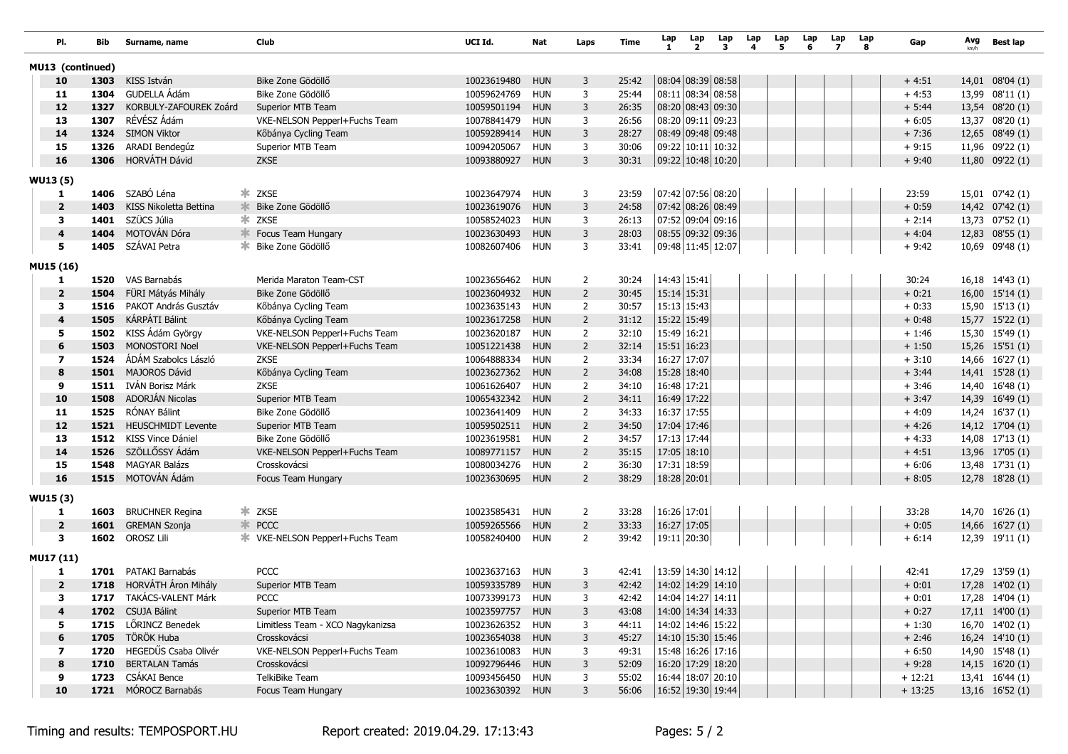| Pl. | Bib | Surname, name | | Club | UCI Id. | Nat | Laps | Time | Lap 1 | Lap 2 | Lap 3 | Lap 4 | Lap 5 | Lap 6 | Lap 7 | Lap 8 | Gap | Avg km/h | Best lap |
|---|---|---|---|---|---|---|---|---|---|---|---|---|---|---|---|---|---|---|---|
| **MU13 (continued)** | | | | | | | | | | | | | | | | | | | |
| 10 | 1303 | KISS István | | Bike Zone Gödöllő | 10023619480 | HUN | 3 | 25:42 | 08:04 | 08:39 | 08:58 | | | | | | + 4:51 | 14,01 | 08'04 (1) |
| 11 | 1304 | GUDELLA Ádám | | Bike Zone Gödöllő | 10059624769 | HUN | 3 | 25:44 | 08:11 | 08:34 | 08:58 | | | | | | + 4:53 | 13,99 | 08'11 (1) |
| 12 | 1327 | KORBULY-ZAFOUREK Zoárd | | Superior MTB Team | 10059501194 | HUN | 3 | 26:35 | 08:20 | 08:43 | 09:30 | | | | | | + 5:44 | 13,54 | 08'20 (1) |
| 13 | 1307 | RÉVÉSZ Ádám | | VKE-NELSON Pepperl+Fuchs Team | 10078841479 | HUN | 3 | 26:56 | 08:20 | 09:11 | 09:23 | | | | | | + 6:05 | 13,37 | 08'20 (1) |
| 14 | 1324 | SIMON Viktor | | Kőbánya Cycling Team | 10059289414 | HUN | 3 | 28:27 | 08:49 | 09:48 | 09:48 | | | | | | + 7:36 | 12,65 | 08'49 (1) |
| 15 | 1326 | ARADI Bendegúz | | Superior MTB Team | 10094205067 | HUN | 3 | 30:06 | 09:22 | 10:11 | 10:32 | | | | | | + 9:15 | 11,96 | 09'22 (1) |
| 16 | 1306 | HORVÁTH Dávid | | ZKSE | 10093880927 | HUN | 3 | 30:31 | 09:22 | 10:48 | 10:20 | | | | | | + 9:40 | 11,80 | 09'22 (1) |
| **WU13 (5)** | | | | | | | | | | | | | | | | | | | |
| 1 | 1406 | SZABÓ Léna | * | ZKSE | 10023647974 | HUN | 3 | 23:59 | 07:42 | 07:56 | 08:20 | | | | | | 23:59 | 15,01 | 07'42 (1) |
| 2 | 1403 | KISS Nikoletta Bettina | * | Bike Zone Gödöllő | 10023619076 | HUN | 3 | 24:58 | 07:42 | 08:26 | 08:49 | | | | | | + 0:59 | 14,42 | 07'42 (1) |
| 3 | 1401 | SZÜCS Júlia | * | ZKSE | 10058524023 | HUN | 3 | 26:13 | 07:52 | 09:04 | 09:16 | | | | | | + 2:14 | 13,73 | 07'52 (1) |
| 4 | 1404 | MOTOVÁN Dóra | * | Focus Team Hungary | 10023630493 | HUN | 3 | 28:03 | 08:55 | 09:32 | 09:36 | | | | | | + 4:04 | 12,83 | 08'55 (1) |
| 5 | 1405 | SZÁVAI Petra | * | Bike Zone Gödöllő | 10082607406 | HUN | 3 | 33:41 | 09:48 | 11:45 | 12:07 | | | | | | + 9:42 | 10,69 | 09'48 (1) |
| **MU15 (16)** | | | | | | | | | | | | | | | | | | | |
| 1 | 1520 | VAS Barnabás | | Merida Maraton Team-CST | 10023656462 | HUN | 2 | 30:24 | 14:43 | 15:41 | | | | | | | 30:24 | 16,18 | 14'43 (1) |
| 2 | 1504 | FÜRI Mátyás Mihály | | Bike Zone Gödöllő | 10023604932 | HUN | 2 | 30:45 | 15:14 | 15:31 | | | | | | | + 0:21 | 16,00 | 15'14 (1) |
| 3 | 1516 | PAKOT András Gusztáv | | Kőbánya Cycling Team | 10023635143 | HUN | 2 | 30:57 | 15:13 | 15:43 | | | | | | | + 0:33 | 15,90 | 15'13 (1) |
| 4 | 1505 | KÁRPÁTI Bálint | | Kőbánya Cycling Team | 10023617258 | HUN | 2 | 31:12 | 15:22 | 15:49 | | | | | | | + 0:48 | 15,77 | 15'22 (1) |
| 5 | 1502 | KISS Ádám György | | VKE-NELSON Pepperl+Fuchs Team | 10023620187 | HUN | 2 | 32:10 | 15:49 | 16:21 | | | | | | | + 1:46 | 15,30 | 15'49 (1) |
| 6 | 1503 | MONOSTORI Noel | | VKE-NELSON Pepperl+Fuchs Team | 10051221438 | HUN | 2 | 32:14 | 15:51 | 16:23 | | | | | | | + 1:50 | 15,26 | 15'51 (1) |
| 7 | 1524 | ÁDÁM Szabolcs László | | ZKSE | 10064888334 | HUN | 2 | 33:34 | 16:27 | 17:07 | | | | | | | + 3:10 | 14,66 | 16'27 (1) |
| 8 | 1501 | MAJOROS Dávid | | Kőbánya Cycling Team | 10023627362 | HUN | 2 | 34:08 | 15:28 | 18:40 | | | | | | | + 3:44 | 14,41 | 15'28 (1) |
| 9 | 1511 | IVÁN Borisz Márk | | ZKSE | 10061626407 | HUN | 2 | 34:10 | 16:48 | 17:21 | | | | | | | + 3:46 | 14,40 | 16'48 (1) |
| 10 | 1508 | ADORJÁN Nicolas | | Superior MTB Team | 10065432342 | HUN | 2 | 34:11 | 16:49 | 17:22 | | | | | | | + 3:47 | 14,39 | 16'49 (1) |
| 11 | 1525 | RÓNAY Bálint | | Bike Zone Gödöllő | 10023641409 | HUN | 2 | 34:33 | 16:37 | 17:55 | | | | | | | + 4:09 | 14,24 | 16'37 (1) |
| 12 | 1521 | HEUSCHMIDT Levente | | Superior MTB Team | 10059502511 | HUN | 2 | 34:50 | 17:04 | 17:46 | | | | | | | + 4:26 | 14,12 | 17'04 (1) |
| 13 | 1512 | KISS Vince Dániel | | Bike Zone Gödöllő | 10023619581 | HUN | 2 | 34:57 | 17:13 | 17:44 | | | | | | | + 4:33 | 14,08 | 17'13 (1) |
| 14 | 1526 | SZÖLLŐSSY Ádám | | VKE-NELSON Pepperl+Fuchs Team | 10089771157 | HUN | 2 | 35:15 | 17:05 | 18:10 | | | | | | | + 4:51 | 13,96 | 17'05 (1) |
| 15 | 1548 | MAGYAR Balázs | | Crosskovácsi | 10080034276 | HUN | 2 | 36:30 | 17:31 | 18:59 | | | | | | | + 6:06 | 13,48 | 17'31 (1) |
| 16 | 1515 | MOTOVÁN Ádám | | Focus Team Hungary | 10023630695 | HUN | 2 | 38:29 | 18:28 | 20:01 | | | | | | | + 8:05 | 12,78 | 18'28 (1) |
| **WU15 (3)** | | | | | | | | | | | | | | | | | | | |
| 1 | 1603 | BRUCHNER Regina | * | ZKSE | 10023585431 | HUN | 2 | 33:28 | 16:26 | 17:01 | | | | | | | 33:28 | 14,70 | 16'26 (1) |
| 2 | 1601 | GREMAN Szonja | * | PCCC | 10059265566 | HUN | 2 | 33:33 | 16:27 | 17:05 | | | | | | | + 0:05 | 14,66 | 16'27 (1) |
| 3 | 1602 | OROSZ Lili | * | VKE-NELSON Pepperl+Fuchs Team | 10058240400 | HUN | 2 | 39:42 | 19:11 | 20:30 | | | | | | | + 6:14 | 12,39 | 19'11 (1) |
| **MU17 (11)** | | | | | | | | | | | | | | | | | | | |
| 1 | 1701 | PATAKI Barnabás | | PCCC | 10023637163 | HUN | 3 | 42:41 | 13:59 | 14:30 | 14:12 | | | | | | 42:41 | 17,29 | 13'59 (1) |
| 2 | 1718 | HORVÁTH Áron Mihály | | Superior MTB Team | 10059335789 | HUN | 3 | 42:42 | 14:02 | 14:29 | 14:10 | | | | | | + 0:01 | 17,28 | 14'02 (1) |
| 3 | 1717 | TAKÁCS-VALENT Márk | | PCCC | 10073399173 | HUN | 3 | 42:42 | 14:04 | 14:27 | 14:11 | | | | | | + 0:01 | 17,28 | 14'04 (1) |
| 4 | 1702 | CSUJA Bálint | | Superior MTB Team | 10023597757 | HUN | 3 | 43:08 | 14:00 | 14:34 | 14:33 | | | | | | + 0:27 | 17,11 | 14'00 (1) |
| 5 | 1715 | LŐRINCZ Benedek | | Limitless Team - XCO Nagykanizsa | 10023626352 | HUN | 3 | 44:11 | 14:02 | 14:46 | 15:22 | | | | | | + 1:30 | 16,70 | 14'02 (1) |
| 6 | 1705 | TÖRÖK Huba | | Crosskovácsi | 10023654038 | HUN | 3 | 45:27 | 14:10 | 15:30 | 15:46 | | | | | | + 2:46 | 16,24 | 14'10 (1) |
| 7 | 1720 | HEGEDŰS Csaba Olivér | | VKE-NELSON Pepperl+Fuchs Team | 10023610083 | HUN | 3 | 49:31 | 15:48 | 16:26 | 17:16 | | | | | | + 6:50 | 14,90 | 15'48 (1) |
| 8 | 1710 | BERTALAN Tamás | | Crosskovácsi | 10092796446 | HUN | 3 | 52:09 | 16:20 | 17:29 | 18:20 | | | | | | + 9:28 | 14,15 | 16'20 (1) |
| 9 | 1723 | CSÁKAI Bence | | TelkiBike Team | 10093456450 | HUN | 3 | 55:02 | 16:44 | 18:07 | 20:10 | | | | | | + 12:21 | 13,41 | 16'44 (1) |
| 10 | 1721 | MÓROCZ Barnabás | | Focus Team Hungary | 10023630392 | HUN | 3 | 56:06 | 16:52 | 19:30 | 19:44 | | | | | | + 13:25 | 13,16 | 16'52 (1) |

Timing and results: TEMPOSPORT.HU    Report created: 2019.04.29. 17:13:43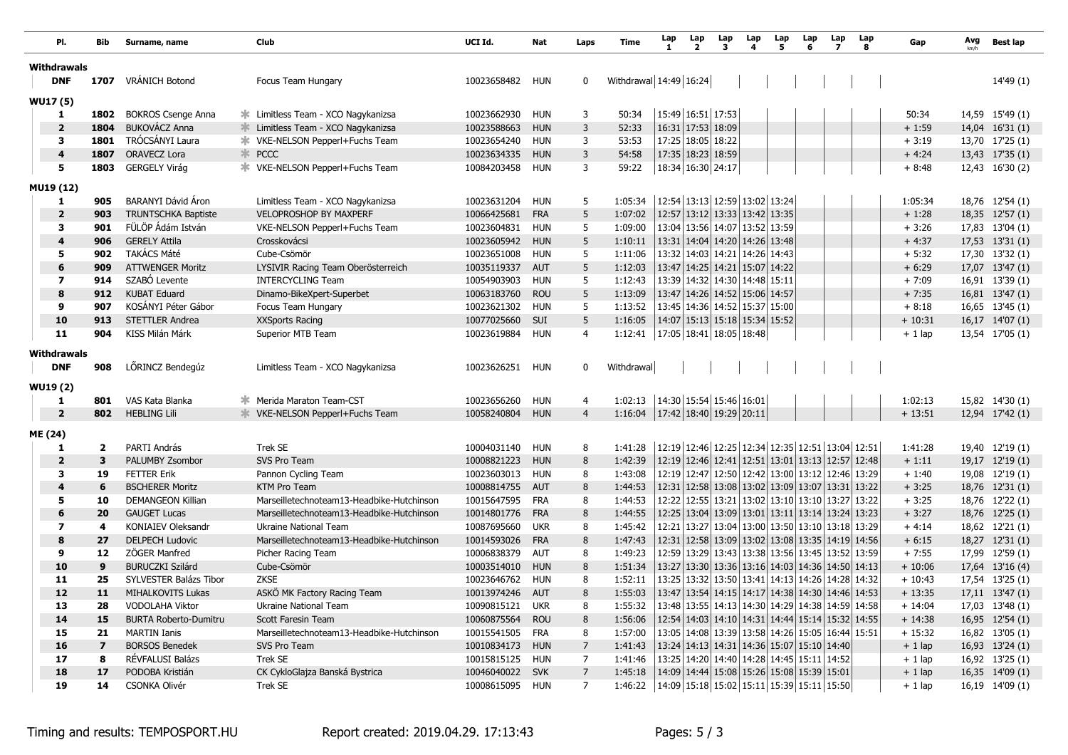| Pl. | Bib | Surname, name | Club | UCI Id. | Nat | Laps | Time | Lap 1 | Lap 2 | Lap 3 | Lap 4 | Lap 5 | Lap 6 | Lap 7 | Lap 8 | Gap | Avg km/h | Best lap |
|---|---|---|---|---|---|---|---|---|---|---|---|---|---|---|---|---|---|---|
| **Withdrawals** | | | | | | | | | | | | | | | | | | |
| **DNF** | **1707** | VRÁNICH Botond | Focus Team Hungary | 10023658482 | HUN | 0 | Withdrawal | 14:49 | 16:24 | | | | | | | | | 14'49 (1) |
| **WU17 (5)** | | | | | | | | | | | | | | | | | | |
| **1** | **1802** | BOKROS Csenge Anna | * Limitless Team - XCO Nagykanizsa | 10023662930 | HUN | 3 | 50:34 | 15:49 | 16:51 | 17:53 | | | | | | 50:34 | 14,59 | 15'49 (1) |
| **2** | **1804** | BUKOVÁCZ Anna | * Limitless Team - XCO Nagykanizsa | 10023588663 | HUN | 3 | 52:33 | 16:31 | 17:53 | 18:09 | | | | | | + 1:59 | 14,04 | 16'31 (1) |
| **3** | **1801** | TRÓCSÁNYI Laura | * VKE-NELSON Pepperl+Fuchs Team | 10023654240 | HUN | 3 | 53:53 | 17:25 | 18:05 | 18:22 | | | | | | + 3:19 | 13,70 | 17'25 (1) |
| **4** | **1807** | ORAVECZ Lora | * PCCC | 10023634335 | HUN | 3 | 54:58 | 17:35 | 18:23 | 18:59 | | | | | | + 4:24 | 13,43 | 17'35 (1) |
| **5** | **1803** | GERGELY Virág | * VKE-NELSON Pepperl+Fuchs Team | 10084203458 | HUN | 3 | 59:22 | 18:34 | 16:30 | 24:17 | | | | | | + 8:48 | 12,43 | 16'30 (2) |
| **MU19 (12)** | | | | | | | | | | | | | | | | | | |
| **1** | **905** | BARANYI Dávid Áron | Limitless Team - XCO Nagykanizsa | 10023631204 | HUN | 5 | 1:05:34 | 12:54 | 13:13 | 12:59 | 13:02 | 13:24 | | | | 1:05:34 | 18,76 | 12'54 (1) |
| **2** | **903** | TRUNTSCHKA Baptiste | VELOPROSHOP BY MAXPERF | 10066425681 | FRA | 5 | 1:07:02 | 12:57 | 13:12 | 13:33 | 13:42 | 13:35 | | | | + 1:28 | 18,35 | 12'57 (1) |
| **3** | **901** | FÜLÖP Ádám István | VKE-NELSON Pepperl+Fuchs Team | 10023604831 | HUN | 5 | 1:09:00 | 13:04 | 13:56 | 14:07 | 13:52 | 13:59 | | | | + 3:26 | 17,83 | 13'04 (1) |
| **4** | **906** | GERELY Attila | Crosskovácsi | 10023605942 | HUN | 5 | 1:10:11 | 13:31 | 14:04 | 14:20 | 14:26 | 13:48 | | | | + 4:37 | 17,53 | 13'31 (1) |
| **5** | **902** | TAKÁCS Máté | Cube-Csömör | 10023651008 | HUN | 5 | 1:11:06 | 13:32 | 14:03 | 14:21 | 14:26 | 14:43 | | | | + 5:32 | 17,30 | 13'32 (1) |
| **6** | **909** | ATTWENGER Moritz | LYSIVIR Racing Team Oberösterreich | 10035119337 | AUT | 5 | 1:12:03 | 13:47 | 14:25 | 14:21 | 15:07 | 14:22 | | | | + 6:29 | 17,07 | 13'47 (1) |
| **7** | **914** | SZABÓ Levente | INTERCYCLING Team | 10054903903 | HUN | 5 | 1:12:43 | 13:39 | 14:32 | 14:30 | 14:48 | 15:11 | | | | + 7:09 | 16,91 | 13'39 (1) |
| **8** | **912** | KUBAT Eduard | Dinamo-BikeXpert-Superbet | 10063183760 | ROU | 5 | 1:13:09 | 13:47 | 14:26 | 14:52 | 15:06 | 14:57 | | | | + 7:35 | 16,81 | 13'47 (1) |
| **9** | **907** | KOSÁNYI Péter Gábor | Focus Team Hungary | 10023621302 | HUN | 5 | 1:13:52 | 13:45 | 14:36 | 14:52 | 15:37 | 15:00 | | | | + 8:18 | 16,65 | 13'45 (1) |
| **10** | **913** | STETTLER Andrea | XXSports Racing | 10077025660 | SUI | 5 | 1:16:05 | 14:07 | 15:13 | 15:18 | 15:34 | 15:52 | | | | + 10:31 | 16,17 | 14'07 (1) |
| **11** | **904** | KISS Milán Márk | Superior MTB Team | 10023619884 | HUN | 4 | 1:12:41 | 17:05 | 18:41 | 18:05 | 18:48 | | | | | + 1 lap | 13,54 | 17'05 (1) |
| **Withdrawals** | | | | | | | | | | | | | | | | | | |
| **DNF** | **908** | LŐRINCZ Bendegúz | Limitless Team - XCO Nagykanizsa | 10023626251 | HUN | 0 | Withdrawal | | | | | | | | | | | |
| **WU19 (2)** | | | | | | | | | | | | | | | | | | |
| **1** | **801** | VAS Kata Blanka | * Merida Maraton Team-CST | 10023656260 | HUN | 4 | 1:02:13 | 14:30 | 15:54 | 15:46 | 16:01 | | | | | 1:02:13 | 15,82 | 14'30 (1) |
| **2** | **802** | HEBLING Lili | * VKE-NELSON Pepperl+Fuchs Team | 10058240804 | HUN | 4 | 1:16:04 | 17:42 | 18:40 | 19:29 | 20:11 | | | | | + 13:51 | 12,94 | 17'42 (1) |
| **ME (24)** | | | | | | | | | | | | | | | | | | |
| **1** | **2** | PARTI András | Trek SE | 10004031140 | HUN | 8 | 1:41:28 | 12:19 | 12:46 | 12:25 | 12:34 | 12:35 | 12:51 | 13:04 | 12:51 | 1:41:28 | 19,40 | 12'19 (1) |
| **2** | **3** | PALUMBY Zsombor | SVS Pro Team | 10008821223 | HUN | 8 | 1:42:39 | 12:19 | 12:46 | 12:41 | 12:51 | 13:01 | 13:13 | 12:57 | 12:48 | + 1:11 | 19,17 | 12'19 (1) |
| **3** | **19** | FETTER Erik | Pannon Cycling Team | 10023603013 | HUN | 8 | 1:43:08 | 12:19 | 12:47 | 12:50 | 12:42 | 13:00 | 13:12 | 12:46 | 13:29 | + 1:40 | 19,08 | 12'19 (1) |
| **4** | **6** | BSCHERER Moritz | KTM Pro Team | 10008814755 | AUT | 8 | 1:44:53 | 12:31 | 12:58 | 13:08 | 13:02 | 13:09 | 13:07 | 13:31 | 13:22 | + 3:25 | 18,76 | 12'31 (1) |
| **5** | **10** | DEMANGEON Killian | Marseilletechnoteam13-Headbike-Hutchinson | 10015647595 | FRA | 8 | 1:44:53 | 12:22 | 12:55 | 13:21 | 13:02 | 13:10 | 13:10 | 13:27 | 13:22 | + 3:25 | 18,76 | 12'22 (1) |
| **6** | **20** | GAUGET Lucas | Marseilletechnoteam13-Headbike-Hutchinson | 10014801776 | FRA | 8 | 1:44:55 | 12:25 | 13:04 | 13:09 | 13:01 | 13:11 | 13:14 | 13:24 | 13:23 | + 3:27 | 18,76 | 12'25 (1) |
| **7** | **4** | KONIAIEV Oleksandr | Ukraine National Team | 10087695660 | UKR | 8 | 1:45:42 | 12:21 | 13:27 | 13:04 | 13:00 | 13:50 | 13:10 | 13:18 | 13:29 | + 4:14 | 18,62 | 12'21 (1) |
| **8** | **27** | DELPECH Ludovic | Marseilletechnoteam13-Headbike-Hutchinson | 10014593026 | FRA | 8 | 1:47:43 | 12:31 | 12:58 | 13:09 | 13:02 | 13:08 | 13:35 | 14:19 | 14:56 | + 6:15 | 18,27 | 12'31 (1) |
| **9** | **12** | ZÖGER Manfred | Picher Racing Team | 10006838379 | AUT | 8 | 1:49:23 | 12:59 | 13:29 | 13:43 | 13:38 | 13:56 | 13:45 | 13:52 | 13:59 | + 7:55 | 17,99 | 12'59 (1) |
| **10** | **9** | BURUCZKI Szilárd | Cube-Csömör | 10003514010 | HUN | 8 | 1:51:34 | 13:27 | 13:30 | 13:36 | 13:16 | 14:03 | 14:36 | 14:50 | 14:13 | + 10:06 | 17,64 | 13'16 (4) |
| **11** | **25** | SYLVESTER Balázs Tibor | ZKSE | 10023646762 | HUN | 8 | 1:52:11 | 13:25 | 13:32 | 13:50 | 13:41 | 14:13 | 14:26 | 14:28 | 14:32 | + 10:43 | 17,54 | 13'25 (1) |
| **12** | **11** | MIHALKOVITS Lukas | ASKÖ MK Factory Racing Team | 10013974246 | AUT | 8 | 1:55:03 | 13:47 | 13:54 | 14:15 | 14:17 | 14:38 | 14:30 | 14:46 | 14:53 | + 13:35 | 17,11 | 13'47 (1) |
| **13** | **28** | VODOLAHA Viktor | Ukraine National Team | 10090815121 | UKR | 8 | 1:55:32 | 13:48 | 13:55 | 14:13 | 14:30 | 14:29 | 14:38 | 14:59 | 14:58 | + 14:04 | 17,03 | 13'48 (1) |
| **14** | **15** | BURTA Roberto-Dumitru | Scott Faresin Team | 10060875564 | ROU | 8 | 1:56:06 | 12:54 | 14:03 | 14:10 | 14:31 | 14:44 | 15:14 | 15:32 | 14:55 | + 14:38 | 16,95 | 12'54 (1) |
| **15** | **21** | MARTIN Ianis | Marseilletechnoteam13-Headbike-Hutchinson | 10015541505 | FRA | 8 | 1:57:00 | 13:05 | 14:08 | 13:39 | 13:58 | 14:26 | 15:05 | 16:44 | 15:51 | + 15:32 | 16,82 | 13'05 (1) |
| **16** | **7** | BORSOS Benedek | SVS Pro Team | 10010834173 | HUN | 7 | 1:41:43 | 13:24 | 14:13 | 14:31 | 14:36 | 15:07 | 15:10 | 14:40 | | + 1 lap | 16,93 | 13'24 (1) |
| **17** | **8** | RÉVFALUSI Balázs | Trek SE | 10015815125 | HUN | 7 | 1:41:46 | 13:25 | 14:20 | 14:40 | 14:28 | 14:45 | 15:11 | 14:52 | | + 1 lap | 16,92 | 13'25 (1) |
| **18** | **17** | PODOBA Kristián | CK CykloGlajza Banská Bystrica | 10046040022 | SVK | 7 | 1:45:18 | 14:09 | 14:44 | 15:08 | 15:26 | 15:08 | 15:39 | 15:01 | | + 1 lap | 16,35 | 14'09 (1) |
| **19** | **14** | CSONKA Olivér | Trek SE | 10008615095 | HUN | 7 | 1:46:22 | 14:09 | 15:18 | 15:02 | 15:11 | 15:39 | 15:11 | 15:50 | | + 1 lap | 16,19 | 14'09 (1) |

Timing and results: TEMPOSPORT.HU     Report created: 2019.04.29. 17:13:43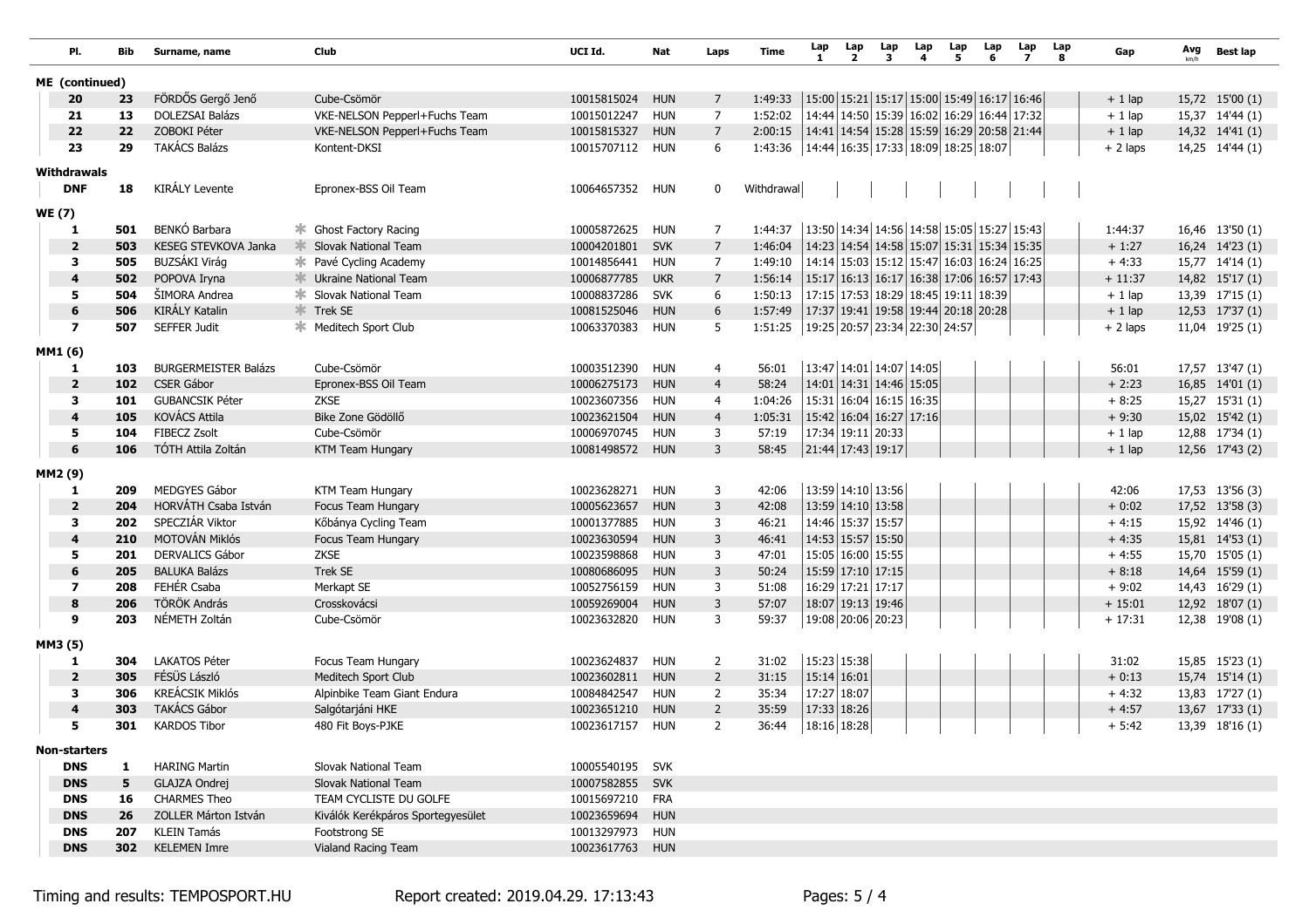| Pl. | Bib | Surname, name | Club | UCI Id. | Nat | Laps | Time | Lap 1 | Lap 2 | Lap 3 | Lap 4 | Lap 5 | Lap 6 | Lap 7 | Lap 8 | Gap | Avg km/h | Best lap |
|---|---|---|---|---|---|---|---|---|---|---|---|---|---|---|---|---|---|---|
| **ME (continued)** | | | | | | | | | | | | | | | | | | |
| 20 | 23 | FÖRDŐS Gergő Jenő | Cube-Csömör | 10015815024 | HUN | 7 | 1:49:33 | 15:00 | 15:21 | 15:17 | 15:00 | 15:49 | 16:17 | 16:46 | | + 1 lap | 15,72 | 15'00 (1) |
| 21 | 13 | DOLEZSAI Balázs | VKE-NELSON Pepperl+Fuchs Team | 10015012247 | HUN | 7 | 1:52:02 | 14:44 | 14:50 | 15:39 | 16:02 | 16:29 | 16:44 | 17:32 | | + 1 lap | 15,37 | 14'44 (1) |
| 22 | 22 | ZOBOKI Péter | VKE-NELSON Pepperl+Fuchs Team | 10015815327 | HUN | 7 | 2:00:15 | 14:41 | 14:54 | 15:28 | 15:59 | 16:29 | 20:58 | 21:44 | | + 1 lap | 14,32 | 14'41 (1) |
| 23 | 29 | TAKÁCS Balázs | Kontent-DKSI | 10015707112 | HUN | 6 | 1:43:36 | 14:44 | 16:35 | 17:33 | 18:09 | 18:25 | 18:07 | | | + 2 laps | 14,25 | 14'44 (1) |
| **Withdrawals** | | | | | | | | | | | | | | | | | | |
| DNF | 18 | KIRÁLY Levente | Epronex-BSS Oil Team | 10064657352 | HUN | 0 | Withdrawal | | | | | | | | | | | |
| **WE (7)** | | | | | | | | | | | | | | | | | | |
| 1 | 501 | BENKÓ Barbara | Ghost Factory Racing | 10005872625 | HUN | 7 | 1:44:37 | 13:50 | 14:34 | 14:56 | 14:58 | 15:05 | 15:27 | 15:43 | | 1:44:37 | 16,46 | 13'50 (1) |
| 2 | 503 | KESEG STEVKOVA Janka | Slovak National Team | 10004201801 | SVK | 7 | 1:46:04 | 14:23 | 14:54 | 14:58 | 15:07 | 15:31 | 15:34 | 15:35 | | + 1:27 | 16,24 | 14'23 (1) |
| 3 | 505 | BUZSÁKI Virág | Pavé Cycling Academy | 10014856441 | HUN | 7 | 1:49:10 | 14:14 | 15:03 | 15:12 | 15:47 | 16:03 | 16:24 | 16:25 | | + 4:33 | 15,77 | 14'14 (1) |
| 4 | 502 | POPOVA Iryna | Ukraine National Team | 10006877785 | UKR | 7 | 1:56:14 | 15:17 | 16:13 | 16:17 | 16:38 | 17:06 | 16:57 | 17:43 | | + 11:37 | 14,82 | 15'17 (1) |
| 5 | 504 | ŠIMORA Andrea | Slovak National Team | 10008837286 | SVK | 6 | 1:50:13 | 17:15 | 17:53 | 18:29 | 18:45 | 19:11 | 18:39 | | | + 1 lap | 13,39 | 17'15 (1) |
| 6 | 506 | KIRÁLY Katalin | Trek SE | 10081525046 | HUN | 6 | 1:57:49 | 17:37 | 19:41 | 19:58 | 19:44 | 20:18 | 20:28 | | | + 1 lap | 12,53 | 17'37 (1) |
| 7 | 507 | SEFFER Judit | Meditech Sport Club | 10063370383 | HUN | 5 | 1:51:25 | 19:25 | 20:57 | 23:34 | 22:30 | 24:57 | | | | + 2 laps | 11,04 | 19'25 (1) |
| **MM1 (6)** | | | | | | | | | | | | | | | | | | |
| 1 | 103 | BURGERMEISTER Balázs | Cube-Csömör | 10003512390 | HUN | 4 | 56:01 | 13:47 | 14:01 | 14:07 | 14:05 | | | | | 56:01 | 17,57 | 13'47 (1) |
| 2 | 102 | CSER Gábor | Epronex-BSS Oil Team | 10006275173 | HUN | 4 | 58:24 | 14:01 | 14:31 | 14:46 | 15:05 | | | | | + 2:23 | 16,85 | 14'01 (1) |
| 3 | 101 | GUBANCSIK Péter | ZKSE | 10023607356 | HUN | 4 | 1:04:26 | 15:31 | 16:04 | 16:15 | 16:35 | | | | | + 8:25 | 15,27 | 15'31 (1) |
| 4 | 105 | KOVÁCS Attila | Bike Zone Gödöllő | 10023621504 | HUN | 4 | 1:05:31 | 15:42 | 16:04 | 16:27 | 17:16 | | | | | + 9:30 | 15,02 | 15'42 (1) |
| 5 | 104 | FIBECZ Zsolt | Cube-Csömör | 10006970745 | HUN | 3 | 57:19 | 17:34 | 19:11 | 20:33 | | | | | | + 1 lap | 12,88 | 17'34 (1) |
| 6 | 106 | TÓTH Attila Zoltán | KTM Team Hungary | 10081498572 | HUN | 3 | 58:45 | 21:44 | 17:43 | 19:17 | | | | | | + 1 lap | 12,56 | 17'43 (2) |
| **MM2 (9)** | | | | | | | | | | | | | | | | | | |
| 1 | 209 | MEDGYES Gábor | KTM Team Hungary | 10023628271 | HUN | 3 | 42:06 | 13:59 | 14:10 | 13:56 | | | | | | 42:06 | 17,53 | 13'56 (3) |
| 2 | 204 | HORVÁTH Csaba István | Focus Team Hungary | 10005623657 | HUN | 3 | 42:08 | 13:59 | 14:10 | 13:58 | | | | | | + 0:02 | 17,52 | 13'58 (3) |
| 3 | 202 | SPECZIÁR Viktor | Kőbánya Cycling Team | 10001377885 | HUN | 3 | 46:21 | 14:46 | 15:37 | 15:57 | | | | | | + 4:15 | 15,92 | 14'46 (1) |
| 4 | 210 | MOTOVÁN Miklós | Focus Team Hungary | 10023630594 | HUN | 3 | 46:41 | 14:53 | 15:57 | 15:50 | | | | | | + 4:35 | 15,81 | 14'53 (1) |
| 5 | 201 | DERVALICS Gábor | ZKSE | 10023598868 | HUN | 3 | 47:01 | 15:05 | 16:00 | 15:55 | | | | | | + 4:55 | 15,70 | 15'05 (1) |
| 6 | 205 | BALUKA Balázs | Trek SE | 10080686095 | HUN | 3 | 50:24 | 15:59 | 17:10 | 17:15 | | | | | | + 8:18 | 14,64 | 15'59 (1) |
| 7 | 208 | FEHÉR Csaba | Merkapt SE | 10052756159 | HUN | 3 | 51:08 | 16:29 | 17:21 | 17:17 | | | | | | + 9:02 | 14,43 | 16'29 (1) |
| 8 | 206 | TÖRÖK András | Crosskovácsi | 10059269004 | HUN | 3 | 57:07 | 18:07 | 19:13 | 19:46 | | | | | | + 15:01 | 12,92 | 18'07 (1) |
| 9 | 203 | NÉMETH Zoltán | Cube-Csömör | 10023632820 | HUN | 3 | 59:37 | 19:08 | 20:06 | 20:23 | | | | | | + 17:31 | 12,38 | 19'08 (1) |
| **MM3 (5)** | | | | | | | | | | | | | | | | | | |
| 1 | 304 | LAKATOS Péter | Focus Team Hungary | 10023624837 | HUN | 2 | 31:02 | 15:23 | 15:38 | | | | | | | 31:02 | 15,85 | 15'23 (1) |
| 2 | 305 | FÉSÜS László | Meditech Sport Club | 10023602811 | HUN | 2 | 31:15 | 15:14 | 16:01 | | | | | | | + 0:13 | 15,74 | 15'14 (1) |
| 3 | 306 | KREÁCSIK Miklós | Alpinbike Team Giant Endura | 10084842547 | HUN | 2 | 35:34 | 17:27 | 18:07 | | | | | | | + 4:32 | 13,83 | 17'27 (1) |
| 4 | 303 | TAKÁCS Gábor | Salgótarjáni HKE | 10023651210 | HUN | 2 | 35:59 | 17:33 | 18:26 | | | | | | | + 4:57 | 13,67 | 17'33 (1) |
| 5 | 301 | KARDOS Tibor | 480 Fit Boys-PJKE | 10023617157 | HUN | 2 | 36:44 | 18:16 | 18:28 | | | | | | | + 5:42 | 13,39 | 18'16 (1) |
| **Non-starters** | | | | | | | | | | | | | | | | | | |
| DNS | 1 | HARING Martin | Slovak National Team | 10005540195 | SVK | | | | | | | | | | | | | |
| DNS | 5 | GLAJZA Ondrej | Slovak National Team | 10007582855 | SVK | | | | | | | | | | | | | |
| DNS | 16 | CHARMES Theo | TEAM CYCLISTE DU GOLFE | 10015697210 | FRA | | | | | | | | | | | | | |
| DNS | 26 | ZOLLER Márton István | Kiválók Kerékpáros Sportegyesület | 10023659694 | HUN | | | | | | | | | | | | | |
| DNS | 207 | KLEIN Tamás | Footstrong SE | 10013297973 | HUN | | | | | | | | | | | | | |
| DNS | 302 | KELEMEN Imre | Vialand Racing Team | 10023617763 | HUN | | | | | | | | | | | | | |

Timing and results: TEMPOSPORT.HU     Report created: 2019.04.29. 17:13:43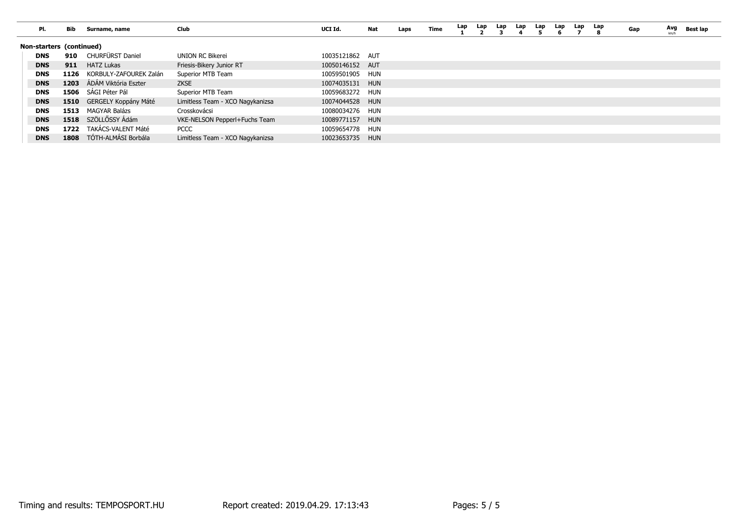| Pl. | Bib | Surname, name | Club | UCI Id. | Nat | Laps | Time | Lap 1 | Lap 2 | Lap 3 | Lap 4 | Lap 5 | Lap 6 | Lap 7 | Lap 8 | Gap | Avg km/h | Best lap |
|---|---|---|---|---|---|---|---|---|---|---|---|---|---|---|---|---|---|---|
| **Non-starters (continued)** | | | | | | | | | | | | | | | | | | |
| **DNS** | **910** | CHURFÜRST Daniel | UNION RC Bikerei | 10035121862 | AUT | | | | | | | | | | | | | |
| **DNS** | **911** | HATZ Lukas | Friesis-Bikery Junior RT | 10050146152 | AUT | | | | | | | | | | | | | |
| **DNS** | **1126** | KORBULY-ZAFOUREK Zalán | Superior MTB Team | 10059501905 | HUN | | | | | | | | | | | | | |
| **DNS** | **1203** | ÁDÁM Viktória Eszter | ZKSE | 10074035131 | HUN | | | | | | | | | | | | | |
| **DNS** | **1506** | SÁGI Péter Pál | Superior MTB Team | 10059683272 | HUN | | | | | | | | | | | | | |
| **DNS** | **1510** | GERGELY Koppány Máté | Limitless Team - XCO Nagykanizsa | 10074044528 | HUN | | | | | | | | | | | | | |
| **DNS** | **1513** | MAGYAR Balázs | Crosskovácsi | 10080034276 | HUN | | | | | | | | | | | | | |
| **DNS** | **1518** | SZÖLLŐSSY Ádám | VKE-NELSON Pepperl+Fuchs Team | 10089771157 | HUN | | | | | | | | | | | | | |
| **DNS** | **1722** | TAKÁCS-VALENT Máté | PCCC | 10059654778 | HUN | | | | | | | | | | | | | |
| **DNS** | **1808** | TÓTH-ALMÁSI Borbála | Limitless Team - XCO Nagykanizsa | 10023653735 | HUN | | | | | | | | | | | | | |

Timing and results: TEMPOSPORT.HU

Report created: 2019.04.29. 17:13:43